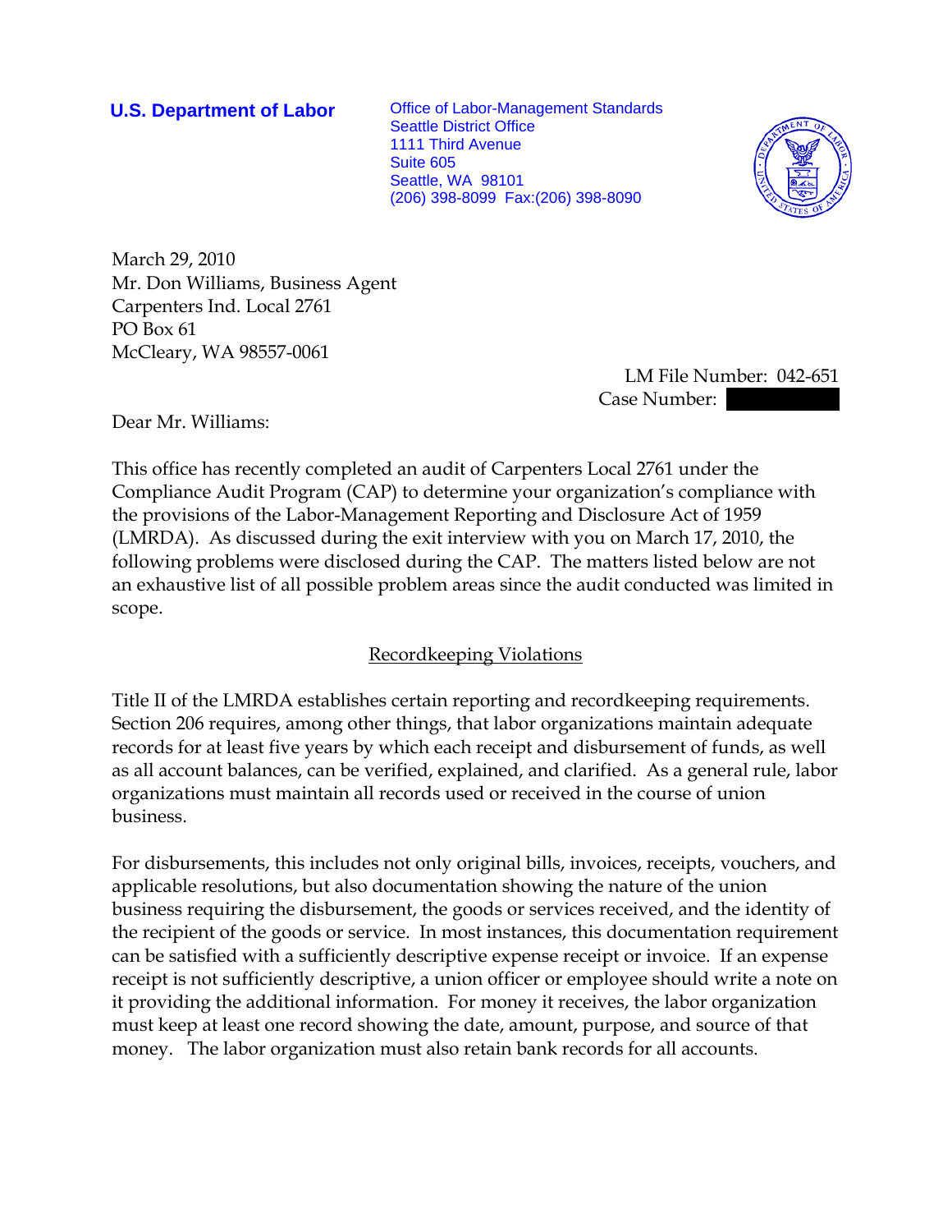**U.S. Department of Labor**

Office of Labor-Management Standards
Seattle District Office
1111 Third Avenue
Suite 605
Seattle, WA 98101
(206) 398-8099 Fax:(206) 398-8090

March 29, 2010
Mr. Don Williams, Business Agent
Carpenters Ind. Local 2761
PO Box 61
McCleary, WA 98557-0061

LM File Number: 042-651
Case Number:

Dear Mr. Williams:

This office has recently completed an audit of Carpenters Local 2761 under the Compliance Audit Program (CAP) to determine your organization's compliance with the provisions of the Labor-Management Reporting and Disclosure Act of 1959 (LMRDA). As discussed during the exit interview with you on March 17, 2010, the following problems were disclosed during the CAP. The matters listed below are not an exhaustive list of all possible problem areas since the audit conducted was limited in scope.

## Recordkeeping Violations

Title II of the LMRDA establishes certain reporting and recordkeeping requirements. Section 206 requires, among other things, that labor organizations maintain adequate records for at least five years by which each receipt and disbursement of funds, as well as all account balances, can be verified, explained, and clarified. As a general rule, labor organizations must maintain all records used or received in the course of union business.

For disbursements, this includes not only original bills, invoices, receipts, vouchers, and applicable resolutions, but also documentation showing the nature of the union business requiring the disbursement, the goods or services received, and the identity of the recipient of the goods or service. In most instances, this documentation requirement can be satisfied with a sufficiently descriptive expense receipt or invoice. If an expense receipt is not sufficiently descriptive, a union officer or employee should write a note on it providing the additional information. For money it receives, the labor organization must keep at least one record showing the date, amount, purpose, and source of that money. The labor organization must also retain bank records for all accounts.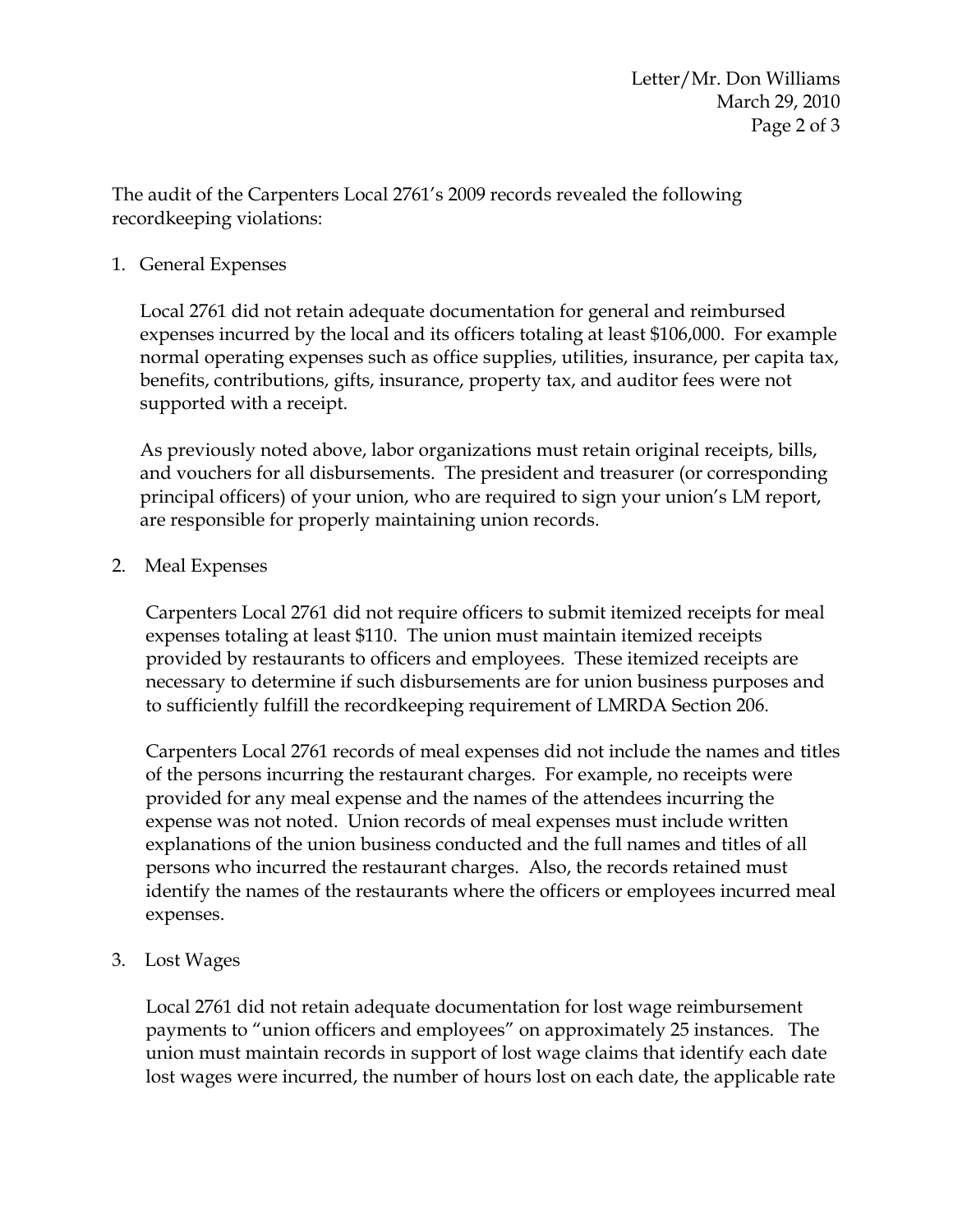The audit of the Carpenters Local 2761's 2009 records revealed the following recordkeeping violations:

1. General Expenses

   Local 2761 did not retain adequate documentation for general and reimbursed expenses incurred by the local and its officers totaling at least $106,000. For example normal operating expenses such as office supplies, utilities, insurance, per capita tax, benefits, contributions, gifts, insurance, property tax, and auditor fees were not supported with a receipt.

   As previously noted above, labor organizations must retain original receipts, bills, and vouchers for all disbursements. The president and treasurer (or corresponding principal officers) of your union, who are required to sign your union's LM report, are responsible for properly maintaining union records.

2. Meal Expenses

   Carpenters Local 2761 did not require officers to submit itemized receipts for meal expenses totaling at least $110. The union must maintain itemized receipts provided by restaurants to officers and employees. These itemized receipts are necessary to determine if such disbursements are for union business purposes and to sufficiently fulfill the recordkeeping requirement of LMRDA Section 206.

   Carpenters Local 2761 records of meal expenses did not include the names and titles of the persons incurring the restaurant charges. For example, no receipts were provided for any meal expense and the names of the attendees incurring the expense was not noted. Union records of meal expenses must include written explanations of the union business conducted and the full names and titles of all persons who incurred the restaurant charges. Also, the records retained must identify the names of the restaurants where the officers or employees incurred meal expenses.

3. Lost Wages

   Local 2761 did not retain adequate documentation for lost wage reimbursement payments to "union officers and employees" on approximately 25 instances. The union must maintain records in support of lost wage claims that identify each date lost wages were incurred, the number of hours lost on each date, the applicable rate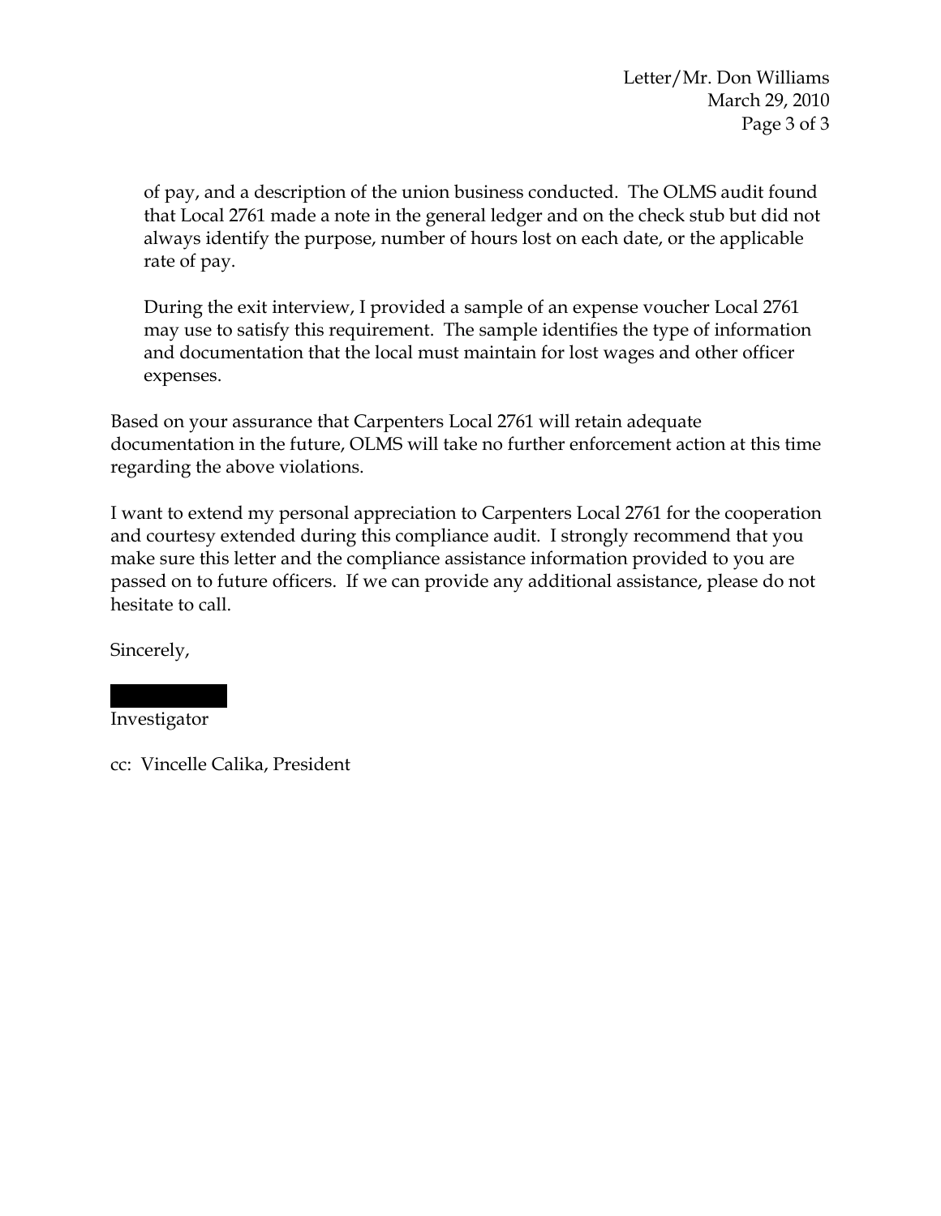of pay, and a description of the union business conducted. The OLMS audit found that Local 2761 made a note in the general ledger and on the check stub but did not always identify the purpose, number of hours lost on each date, or the applicable rate of pay.

During the exit interview, I provided a sample of an expense voucher Local 2761 may use to satisfy this requirement. The sample identifies the type of information and documentation that the local must maintain for lost wages and other officer expenses.

Based on your assurance that Carpenters Local 2761 will retain adequate documentation in the future, OLMS will take no further enforcement action at this time regarding the above violations.

I want to extend my personal appreciation to Carpenters Local 2761 for the cooperation and courtesy extended during this compliance audit. I strongly recommend that you make sure this letter and the compliance assistance information provided to you are passed on to future officers. If we can provide any additional assistance, please do not hesitate to call.

Sincerely,

Investigator

cc: Vincelle Calika, President